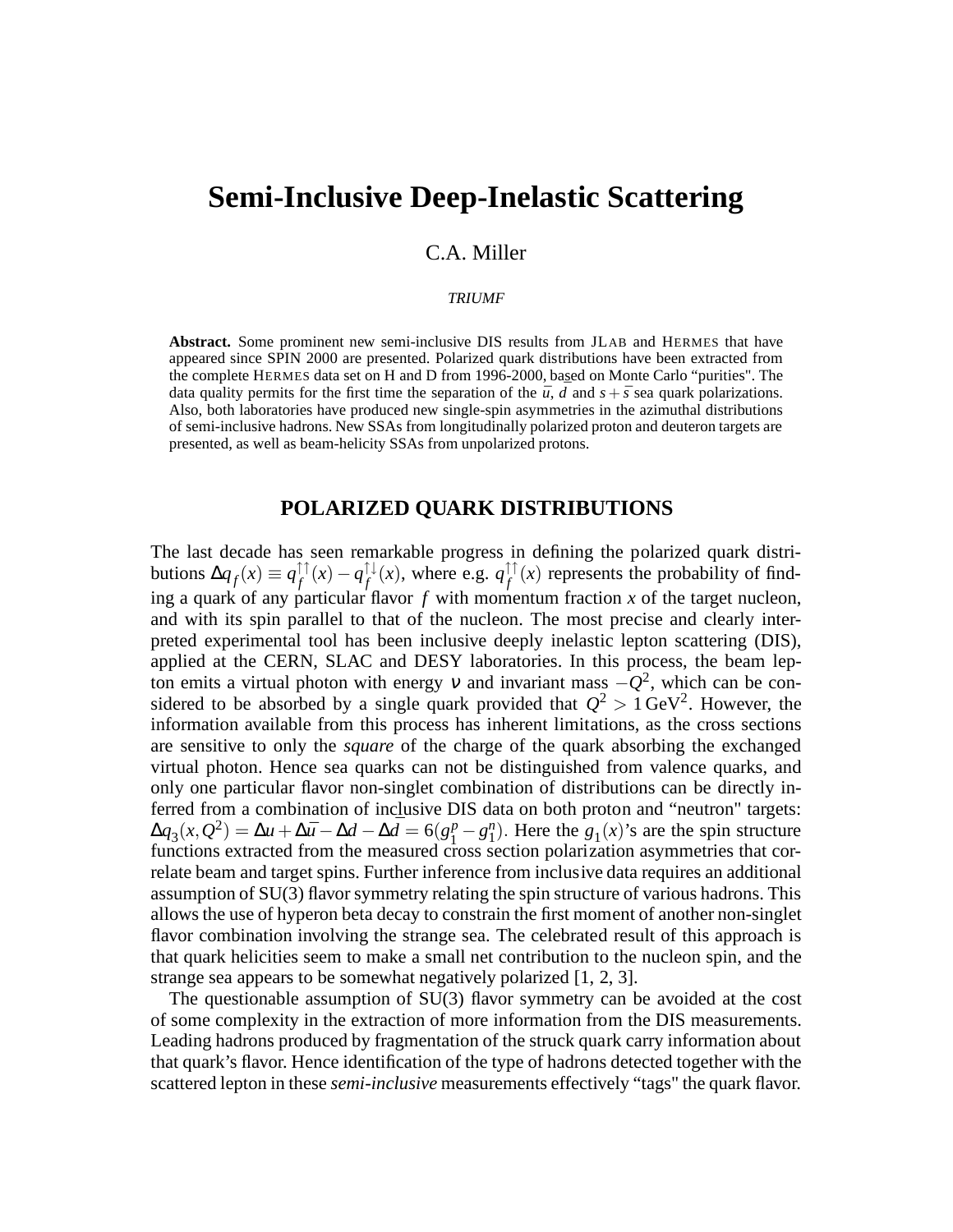# Semi-Inclusive Deep-Inelastic Scattering

C.A. Miller

*TRIUMF*

**Abstract.** Some prominent new semi-inclusive DIS results from JLAB and HERMES that have appeared since SPIN 2000 are presented. Polarized quark distributions have been extracted from the complete HERMES data set on H and D from 1996-2000, based on Monte Carlo "purities". The data quality permits for the first time the separation of the $\bar{u}$, $\bar{d}$ and $s+\bar{s}$ sea quark polarizations. Also, both laboratories have produced new single-spin asymmetries in the azimuthal distributions of semi-inclusive hadrons. New SSAs from longitudinally polarized proton and deuteron targets are presented, as well as beam-helicity SSAs from unpolarized protons.

## POLARIZED QUARK DISTRIBUTIONS

The last decade has seen remarkable progress in defining the polarized quark distributions $\Delta q_f(x) \equiv q_f^{\uparrow\uparrow}(x) - q_f^{\uparrow\downarrow}(x)$, where e.g. $q_f^{\uparrow\uparrow}(x)$ represents the probability of finding a quark of any particular flavor $f$ with momentum fraction $x$ of the target nucleon, and with its spin parallel to that of the nucleon. The most precise and clearly interpreted experimental tool has been inclusive deeply inelastic lepton scattering (DIS), applied at the CERN, SLAC and DESY laboratories. In this process, the beam lepton emits a virtual photon with energy $\nu$ and invariant mass $-Q^2$, which can be considered to be absorbed by a single quark provided that $Q^2 > 1\,\text{GeV}^2$. However, the information available from this process has inherent limitations, as the cross sections are sensitive to only the *square* of the charge of the quark absorbing the exchanged virtual photon. Hence sea quarks can not be distinguished from valence quarks, and only one particular flavor non-singlet combination of distributions can be directly inferred from a combination of inclusive DIS data on both proton and "neutron" targets: $\Delta q_3(x,Q^2) = \Delta u + \Delta\bar{u} - \Delta d - \Delta\bar{d} = 6(g_1^p - g_1^n)$. Here the $g_1(x)$'s are the spin structure functions extracted from the measured cross section polarization asymmetries that correlate beam and target spins. Further inference from inclusive data requires an additional assumption of SU(3) flavor symmetry relating the spin structure of various hadrons. This allows the use of hyperon beta decay to constrain the first moment of another non-singlet flavor combination involving the strange sea. The celebrated result of this approach is that quark helicities seem to make a small net contribution to the nucleon spin, and the strange sea appears to be somewhat negatively polarized [1, 2, 3].

The questionable assumption of SU(3) flavor symmetry can be avoided at the cost of some complexity in the extraction of more information from the DIS measurements. Leading hadrons produced by fragmentation of the struck quark carry information about that quark's flavor. Hence identification of the type of hadrons detected together with the scattered lepton in these *semi-inclusive* measurements effectively "tags" the quark flavor.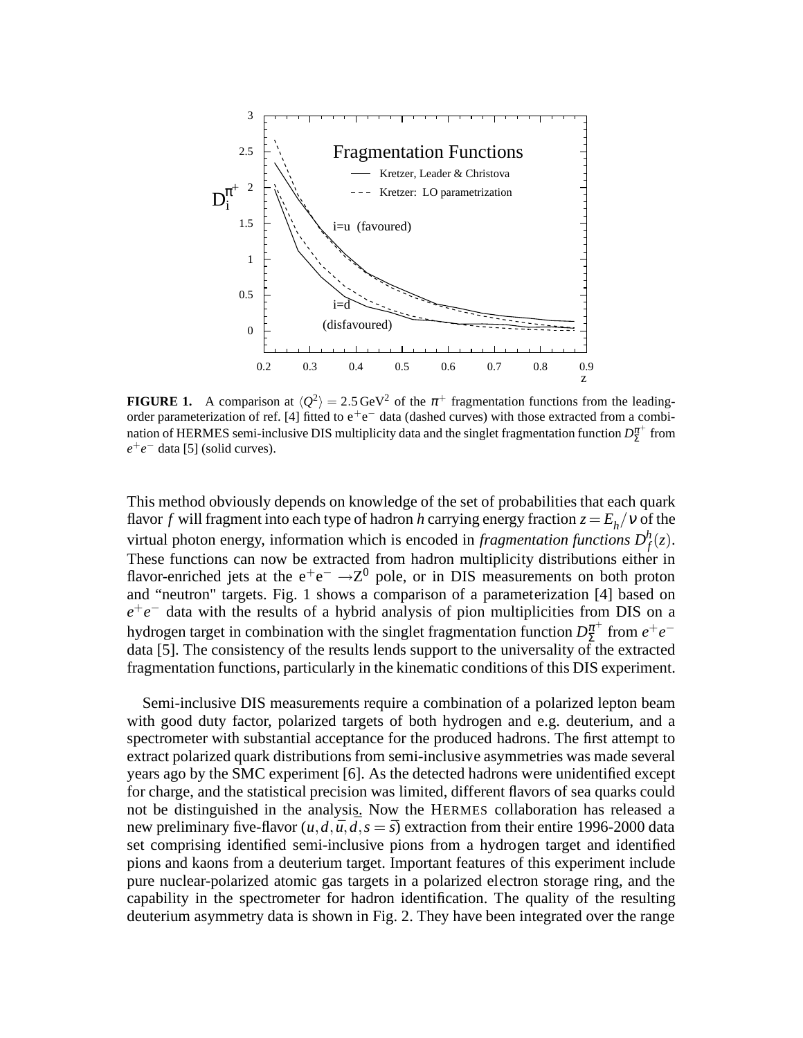**FIGURE 1.** A comparison at $\langle Q^2 \rangle = 2.5\,\text{GeV}^2$ of the $\pi^+$ fragmentation functions from the leading-order parameterization of ref. [4] fitted to $e^+e^-$ data (dashed curves) with those extracted from a combination of HERMES semi-inclusive DIS multiplicity data and the singlet fragmentation function $D_\Sigma^{\pi^+}$ from $e^+e^-$ data [5] (solid curves).

This method obviously depends on knowledge of the set of probabilities that each quark flavor $f$ will fragment into each type of hadron $h$ carrying energy fraction $z = E_h/\nu$ of the virtual photon energy, information which is encoded in *fragmentation functions* $D_f^h(z)$. These functions can now be extracted from hadron multiplicity distributions either in flavor-enriched jets at the $e^+e^- \rightarrow Z^0$ pole, or in DIS measurements on both proton and "neutron" targets. Fig. 1 shows a comparison of a parameterization [4] based on $e^+e^-$ data with the results of a hybrid analysis of pion multiplicities from DIS on a hydrogen target in combination with the singlet fragmentation function $D_\Sigma^{\pi^+}$ from $e^+e^-$ data [5]. The consistency of the results lends support to the universality of the extracted fragmentation functions, particularly in the kinematic conditions of this DIS experiment.

Semi-inclusive DIS measurements require a combination of a polarized lepton beam with good duty factor, polarized targets of both hydrogen and e.g. deuterium, and a spectrometer with substantial acceptance for the produced hadrons. The first attempt to extract polarized quark distributions from semi-inclusive asymmetries was made several years ago by the SMC experiment [6]. As the detected hadrons were unidentified except for charge, and the statistical precision was limited, different flavors of sea quarks could not be distinguished in the analysis. Now the HERMES collaboration has released a new preliminary five-flavor ($u, d, \bar{u}, \bar{d}, s = \bar{s}$) extraction from their entire 1996-2000 data set comprising identified semi-inclusive pions from a hydrogen target and identified pions and kaons from a deuterium target. Important features of this experiment include pure nuclear-polarized atomic gas targets in a polarized electron storage ring, and the capability in the spectrometer for hadron identification. The quality of the resulting deuterium asymmetry data is shown in Fig. 2. They have been integrated over the range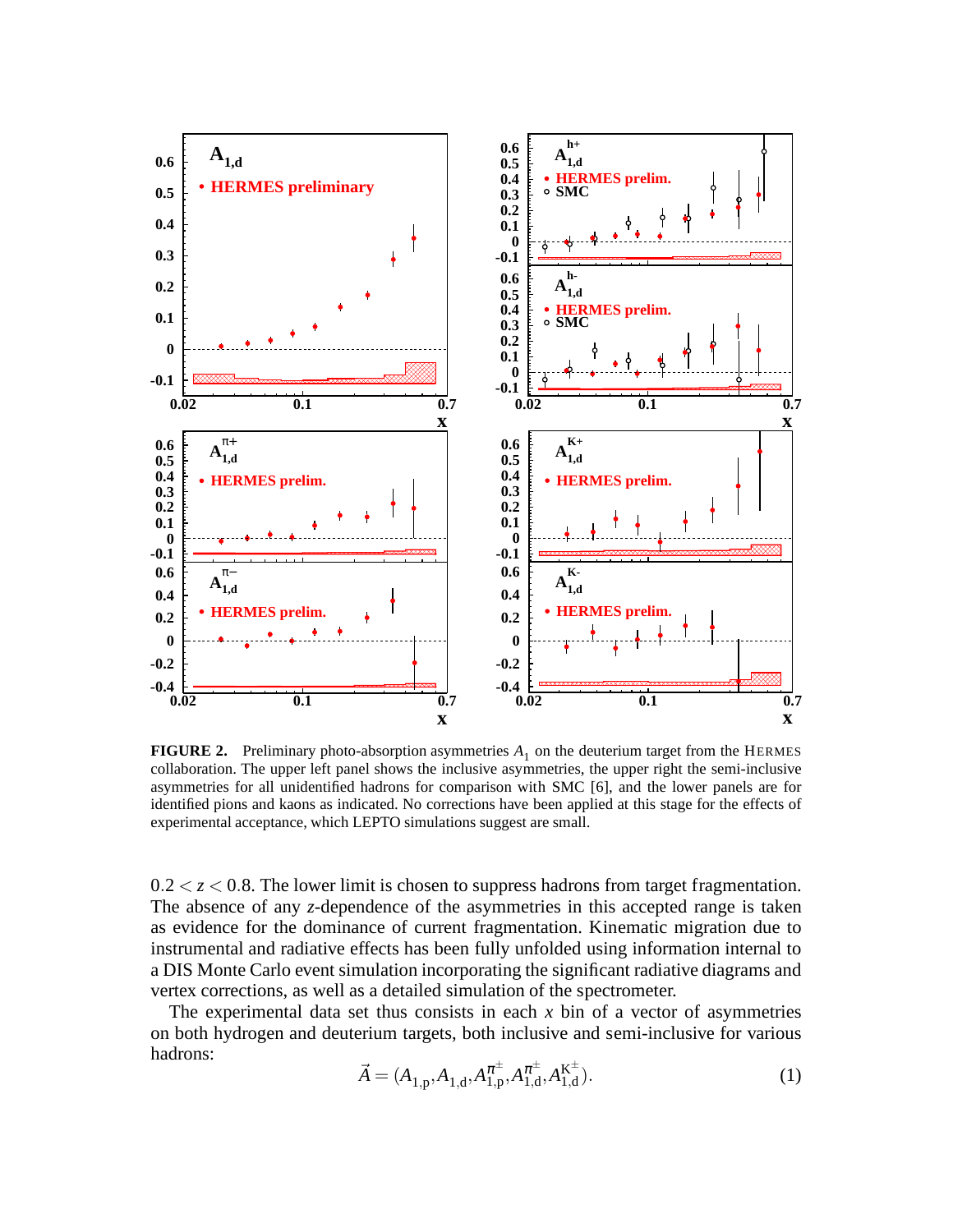**FIGURE 2.** Preliminary photo-absorption asymmetries $A_1$ on the deuterium target from the HERMES collaboration. The upper left panel shows the inclusive asymmetries, the upper right the semi-inclusive asymmetries for all unidentified hadrons for comparison with SMC [6], and the lower panels are for identified pions and kaons as indicated. No corrections have been applied at this stage for the effects of experimental acceptance, which LEPTO simulations suggest are small.

$0.2 < z < 0.8$. The lower limit is chosen to suppress hadrons from target fragmentation. The absence of any $z$-dependence of the asymmetries in this accepted range is taken as evidence for the dominance of current fragmentation. Kinematic migration due to instrumental and radiative effects has been fully unfolded using information internal to a DIS Monte Carlo event simulation incorporating the significant radiative diagrams and vertex corrections, as well as a detailed simulation of the spectrometer.

The experimental data set thus consists in each $x$ bin of a vector of asymmetries on both hydrogen and deuterium targets, both inclusive and semi-inclusive for various hadrons:

$$\vec{A} = (A_{1,\mathrm{p}}, A_{1,\mathrm{d}}, A_{1,\mathrm{p}}^{\pi^{\pm}}, A_{1,\mathrm{d}}^{\pi^{\pm}}, A_{1,\mathrm{d}}^{\mathrm{K}^{\pm}}). \tag{1}$$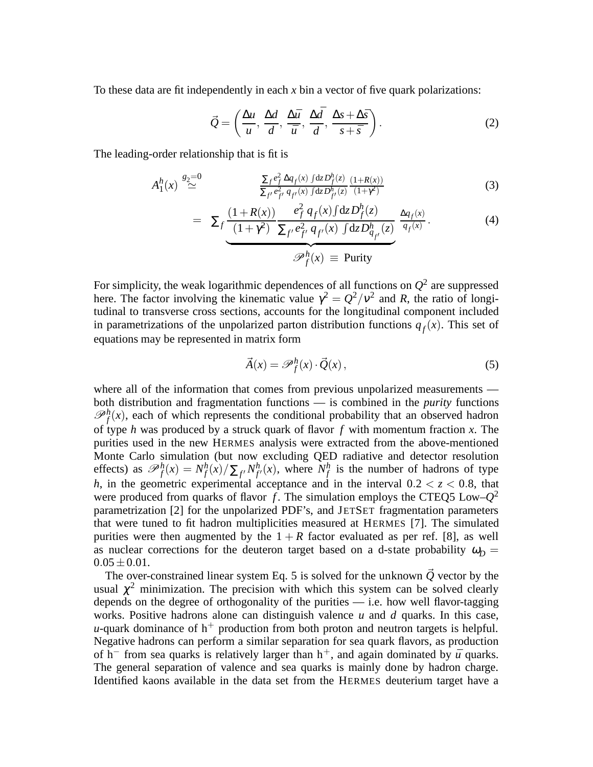To these data are fit independently in each $x$ bin a vector of five quark polarizations:

$$\vec{Q} = \left( \frac{\Delta u}{u}, \frac{\Delta d}{d}, \frac{\Delta \bar{u}}{\bar{u}}, \frac{\Delta \bar{d}}{\bar{d}}, \frac{\Delta s + \Delta \bar{s}}{s + \bar{s}} \right). \tag{2}$$

The leading-order relationship that is fit is

$$A_1^h(x) \stackrel{g_2=0}{\simeq} \frac{\sum_f e_f^2 \, \Delta q_f(x) \int \mathrm{d}z \, D_f^h(z)}{\sum_{f'} e_{f'}^2 \, q_{f'}(x) \int \mathrm{d}z \, D_{f'}^h(z)} \frac{(1+R(x))}{(1+\gamma^2)} \tag{3}$$

$$= \sum_f \underbrace{\frac{(1+R(x))}{(1+\gamma^2)} \frac{e_f^2 \, q_f(x) \int \mathrm{d}z \, D_f^h(z)}{\sum_{f'} e_{f'}^2 \, q_{f'}(x) \int \mathrm{d}z \, D_{q_{f'}}^h(z)}}_{\mathscr{P}_f^h(x) \,\equiv\, \text{Purity}} \frac{\Delta q_f(x)}{q_f(x)}. \tag{4}$$

For simplicity, the weak logarithmic dependences of all functions on $Q^2$ are suppressed here. The factor involving the kinematic value $\gamma^2 = Q^2/\nu^2$ and $R$, the ratio of longitudinal to transverse cross sections, accounts for the longitudinal component included in parametrizations of the unpolarized parton distribution functions $q_f(x)$. This set of equations may be represented in matrix form

$$\vec{A}(x) = \mathscr{P}_f^h(x) \cdot \vec{Q}(x), \tag{5}$$

where all of the information that comes from previous unpolarized measurements — both distribution and fragmentation functions — is combined in the *purity* functions $\mathscr{P}_f^h(x)$, each of which represents the conditional probability that an observed hadron of type $h$ was produced by a struck quark of flavor $f$ with momentum fraction $x$. The purities used in the new HERMES analysis were extracted from the above-mentioned Monte Carlo simulation (but now excluding QED radiative and detector resolution effects) as $\mathscr{P}_f^h(x) = N_f^h(x)/\sum_{f'} N_{f'}^h(x)$, where $N_f^h$ is the number of hadrons of type $h$, in the geometric experimental acceptance and in the interval $0.2 < z < 0.8$, that were produced from quarks of flavor $f$. The simulation employs the CTEQ5 Low–$Q^2$ parametrization [2] for the unpolarized PDF's, and JETSET fragmentation parameters that were tuned to fit hadron multiplicities measured at HERMES [7]. The simulated purities were then augmented by the $1+R$ factor evaluated as per ref. [8], as well as nuclear corrections for the deuteron target based on a d-state probability $\omega_D = 0.05 \pm 0.01$.

The over-constrained linear system Eq. 5 is solved for the unknown $\vec{Q}$ vector by the usual $\chi^2$ minimization. The precision with which this system can be solved clearly depends on the degree of orthogonality of the purities — i.e. how well flavor-tagging works. Positive hadrons alone can distinguish valence $u$ and $d$ quarks. In this case, $u$-quark dominance of $h^+$ production from both proton and neutron targets is helpful. Negative hadrons can perform a similar separation for sea quark flavors, as production of $h^-$ from sea quarks is relatively larger than $h^+$, and again dominated by $\bar{u}$ quarks. The general separation of valence and sea quarks is mainly done by hadron charge. Identified kaons available in the data set from the HERMES deuterium target have a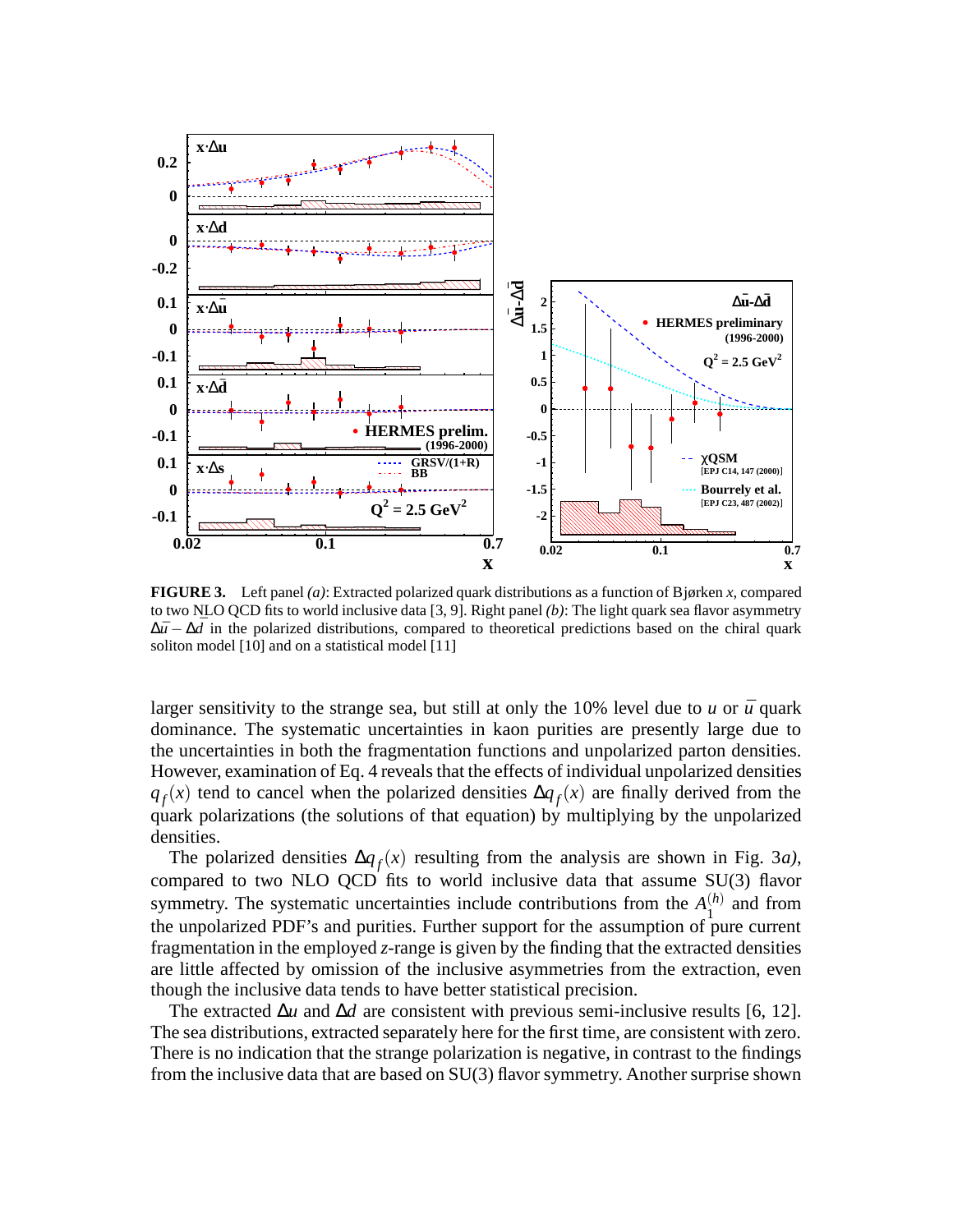**FIGURE 3.** Left panel *(a)*: Extracted polarized quark distributions as a function of Bjørken $x$, compared to two NLO QCD fits to world inclusive data [3, 9]. Right panel *(b)*: The light quark sea flavor asymmetry $\Delta\bar{u} - \Delta\bar{d}$ in the polarized distributions, compared to theoretical predictions based on the chiral quark soliton model [10] and on a statistical model [11]

larger sensitivity to the strange sea, but still at only the 10% level due to $u$ or $\bar{u}$ quark dominance. The systematic uncertainties in kaon purities are presently large due to the uncertainties in both the fragmentation functions and unpolarized parton densities. However, examination of Eq. 4 reveals that the effects of individual unpolarized densities $q_f(x)$ tend to cancel when the polarized densities $\Delta q_f(x)$ are finally derived from the quark polarizations (the solutions of that equation) by multiplying by the unpolarized densities.

The polarized densities $\Delta q_f(x)$ resulting from the analysis are shown in Fig. 3*a)*, compared to two NLO QCD fits to world inclusive data that assume SU(3) flavor symmetry. The systematic uncertainties include contributions from the $A_1^{(h)}$ and from the unpolarized PDF's and purities. Further support for the assumption of pure current fragmentation in the employed $z$-range is given by the finding that the extracted densities are little affected by omission of the inclusive asymmetries from the extraction, even though the inclusive data tends to have better statistical precision.

The extracted $\Delta u$ and $\Delta d$ are consistent with previous semi-inclusive results [6, 12]. The sea distributions, extracted separately here for the first time, are consistent with zero. There is no indication that the strange polarization is negative, in contrast to the findings from the inclusive data that are based on SU(3) flavor symmetry. Another surprise shown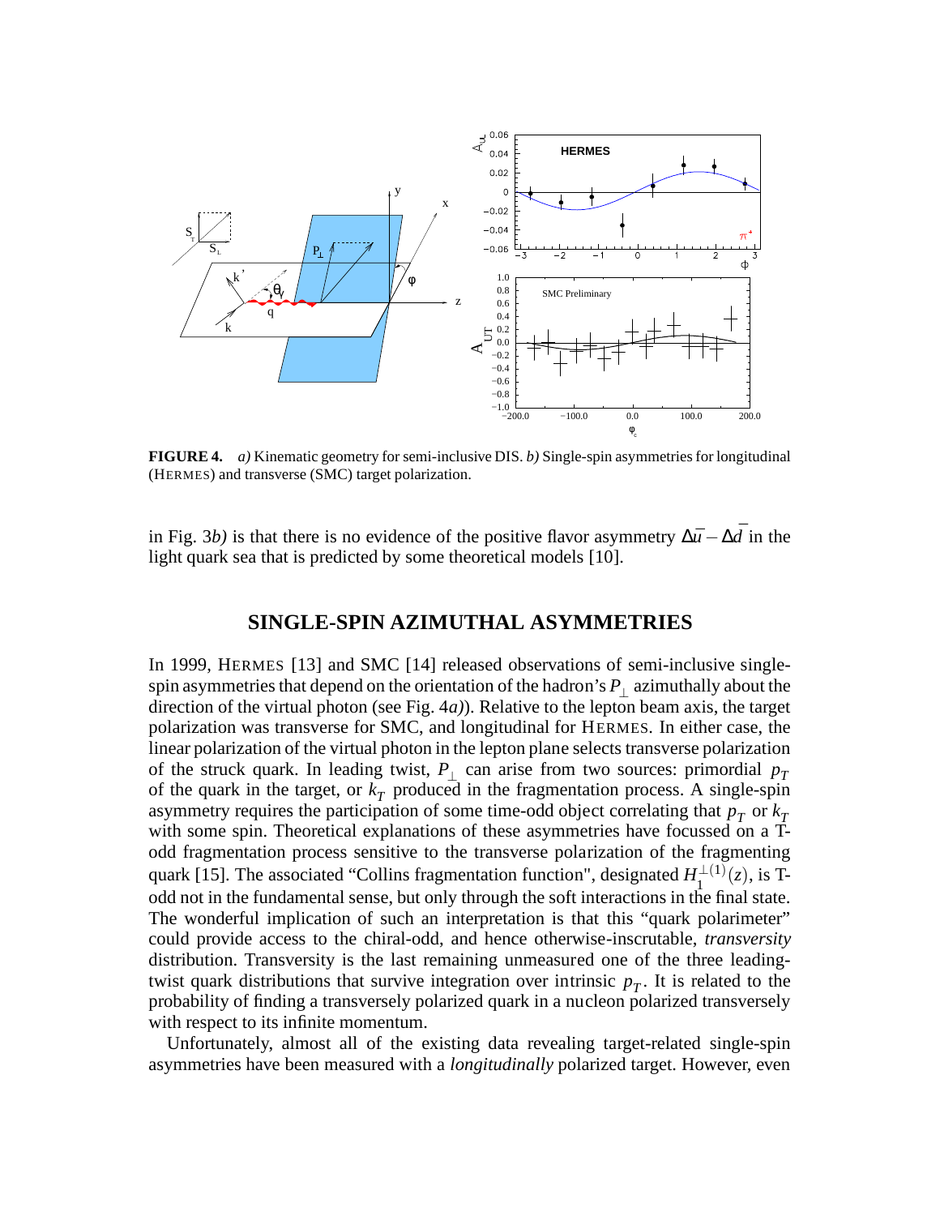**FIGURE 4.** *a)* Kinematic geometry for semi-inclusive DIS. *b)* Single-spin asymmetries for longitudinal (HERMES) and transverse (SMC) target polarization.

in Fig. 3*b)* is that there is no evidence of the positive flavor asymmetry $\Delta\bar{u} - \Delta\bar{d}$ in the light quark sea that is predicted by some theoretical models [10].

## SINGLE-SPIN AZIMUTHAL ASYMMETRIES

In 1999, HERMES [13] and SMC [14] released observations of semi-inclusive single-spin asymmetries that depend on the orientation of the hadron's $P_\perp$ azimuthally about the direction of the virtual photon (see Fig. 4*a)*). Relative to the lepton beam axis, the target polarization was transverse for SMC, and longitudinal for HERMES. In either case, the linear polarization of the virtual photon in the lepton plane selects transverse polarization of the struck quark. In leading twist, $P_\perp$ can arise from two sources: primordial $p_T$ of the quark in the target, or $k_T$ produced in the fragmentation process. A single-spin asymmetry requires the participation of some time-odd object correlating that $p_T$ or $k_T$ with some spin. Theoretical explanations of these asymmetries have focussed on a T-odd fragmentation process sensitive to the transverse polarization of the fragmenting quark [15]. The associated "Collins fragmentation function", designated $H_1^{\perp(1)}(z)$, is T-odd not in the fundamental sense, but only through the soft interactions in the final state. The wonderful implication of such an interpretation is that this "quark polarimeter" could provide access to the chiral-odd, and hence otherwise-inscrutable, *transversity* distribution. Transversity is the last remaining unmeasured one of the three leading-twist quark distributions that survive integration over intrinsic $p_T$. It is related to the probability of finding a transversely polarized quark in a nucleon polarized transversely with respect to its infinite momentum.

Unfortunately, almost all of the existing data revealing target-related single-spin asymmetries have been measured with a *longitudinally* polarized target. However, even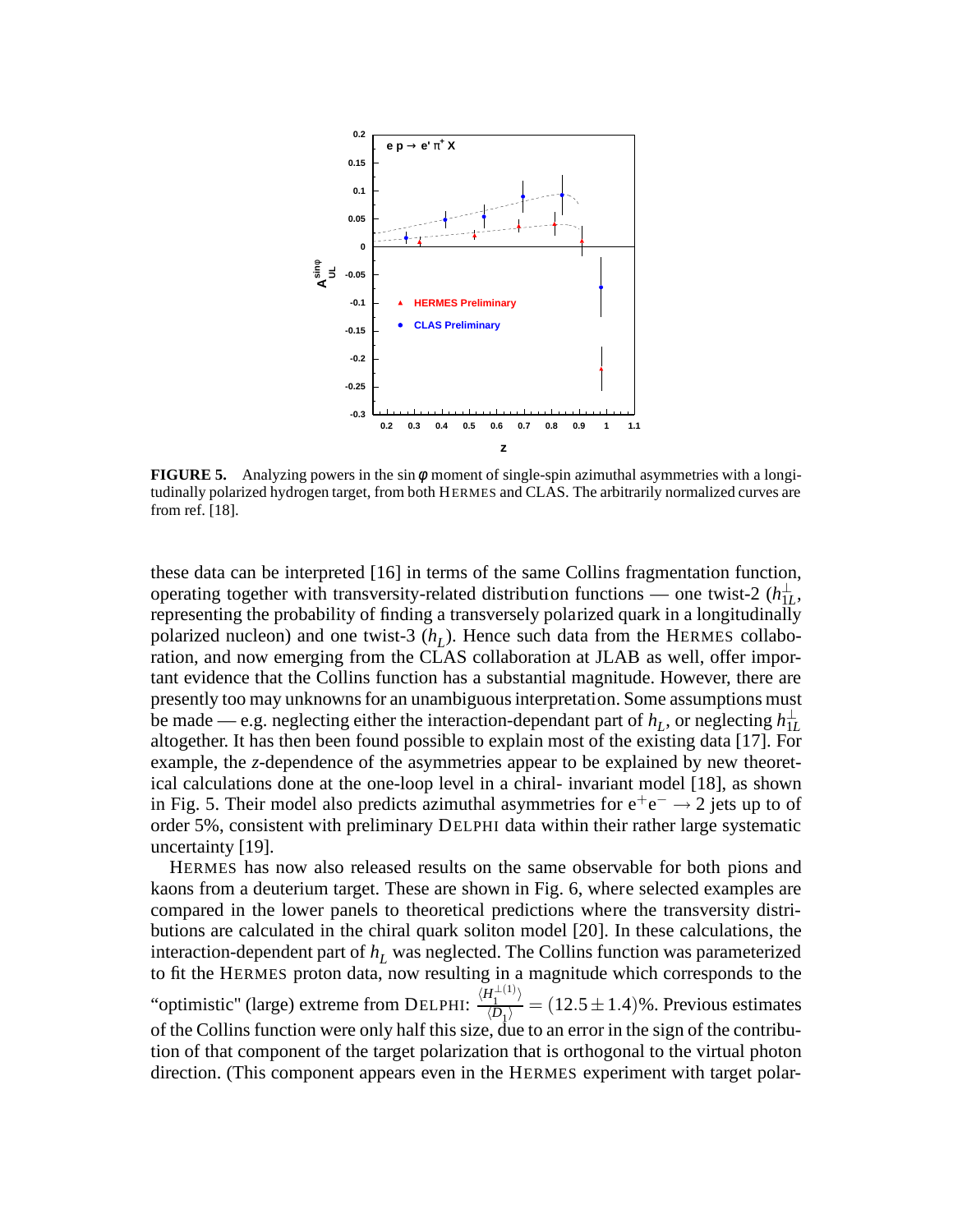**FIGURE 5.** Analyzing powers in the $\sin\phi$ moment of single-spin azimuthal asymmetries with a longitudinally polarized hydrogen target, from both HERMES and CLAS. The arbitrarily normalized curves are from ref. [18].

these data can be interpreted [16] in terms of the same Collins fragmentation function, operating together with transversity-related distribution functions — one twist-2 ($h_{1L}^{\perp}$, representing the probability of finding a transversely polarized quark in a longitudinally polarized nucleon) and one twist-3 ($h_L$). Hence such data from the HERMES collaboration, and now emerging from the CLAS collaboration at JLAB as well, offer important evidence that the Collins function has a substantial magnitude. However, there are presently too may unknowns for an unambiguous interpretation. Some assumptions must be made — e.g. neglecting either the interaction-dependant part of $h_L$, or neglecting $h_{1L}^{\perp}$ altogether. It has then been found possible to explain most of the existing data [17]. For example, the $z$-dependence of the asymmetries appear to be explained by new theoretical calculations done at the one-loop level in a chiral- invariant model [18], as shown in Fig. 5. Their model also predicts azimuthal asymmetries for $e^+e^- \to 2$ jets up to of order 5%, consistent with preliminary DELPHI data within their rather large systematic uncertainty [19].

HERMES has now also released results on the same observable for both pions and kaons from a deuterium target. These are shown in Fig. 6, where selected examples are compared in the lower panels to theoretical predictions where the transversity distributions are calculated in the chiral quark soliton model [20]. In these calculations, the interaction-dependent part of $h_L$ was neglected. The Collins function was parameterized to fit the HERMES proton data, now resulting in a magnitude which corresponds to the "optimistic" (large) extreme from DELPHI: $\frac{\langle H_1^{\perp(1)} \rangle}{\langle D_1 \rangle} = (12.5 \pm 1.4)\%$. Previous estimates of the Collins function were only half this size, due to an error in the sign of the contribution of that component of the target polarization that is orthogonal to the virtual photon direction. (This component appears even in the HERMES experiment with target polar-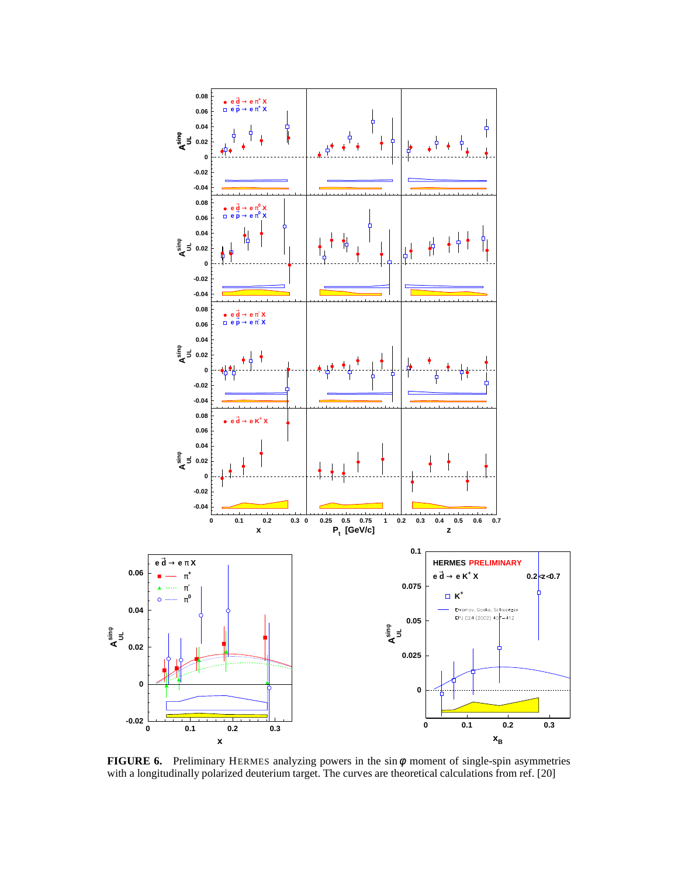**FIGURE 6.** Preliminary HERMES analyzing powers in the $\sin\varphi$ moment of single-spin asymmetries with a longitudinally polarized deuterium target. The curves are theoretical calculations from ref. [20]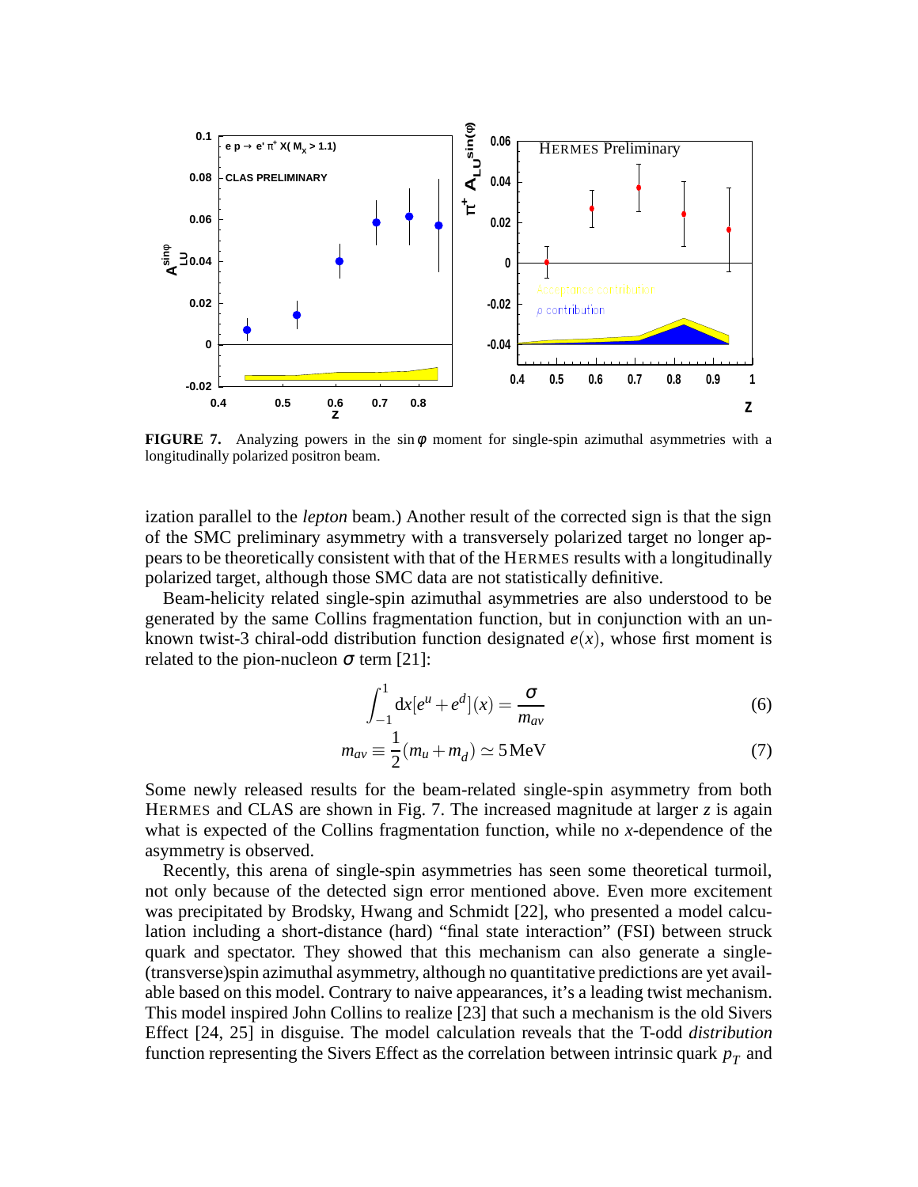**FIGURE 7.** Analyzing powers in the $\sin\phi$ moment for single-spin azimuthal asymmetries with a longitudinally polarized positron beam.

ization parallel to the *lepton* beam.) Another result of the corrected sign is that the sign of the SMC preliminary asymmetry with a transversely polarized target no longer appears to be theoretically consistent with that of the HERMES results with a longitudinally polarized target, although those SMC data are not statistically definitive.

Beam-helicity related single-spin azimuthal asymmetries are also understood to be generated by the same Collins fragmentation function, but in conjunction with an unknown twist-3 chiral-odd distribution function designated $e(x)$, whose first moment is related to the pion-nucleon $\sigma$ term [21]:

$$\int_{-1}^{1} \mathrm{d}x [e^u + e^d](x) = \frac{\sigma}{m_{av}} \tag{6}$$

$$m_{av} \equiv \frac{1}{2}(m_u + m_d) \simeq 5\,\mathrm{MeV} \tag{7}$$

Some newly released results for the beam-related single-spin asymmetry from both HERMES and CLAS are shown in Fig. 7. The increased magnitude at larger $z$ is again what is expected of the Collins fragmentation function, while no $x$-dependence of the asymmetry is observed.

Recently, this arena of single-spin asymmetries has seen some theoretical turmoil, not only because of the detected sign error mentioned above. Even more excitement was precipitated by Brodsky, Hwang and Schmidt [22], who presented a model calculation including a short-distance (hard) "final state interaction" (FSI) between struck quark and spectator. They showed that this mechanism can also generate a single-(transverse)spin azimuthal asymmetry, although no quantitative predictions are yet available based on this model. Contrary to naive appearances, it's a leading twist mechanism. This model inspired John Collins to realize [23] that such a mechanism is the old Sivers Effect [24, 25] in disguise. The model calculation reveals that the T-odd *distribution* function representing the Sivers Effect as the correlation between intrinsic quark $p_T$ and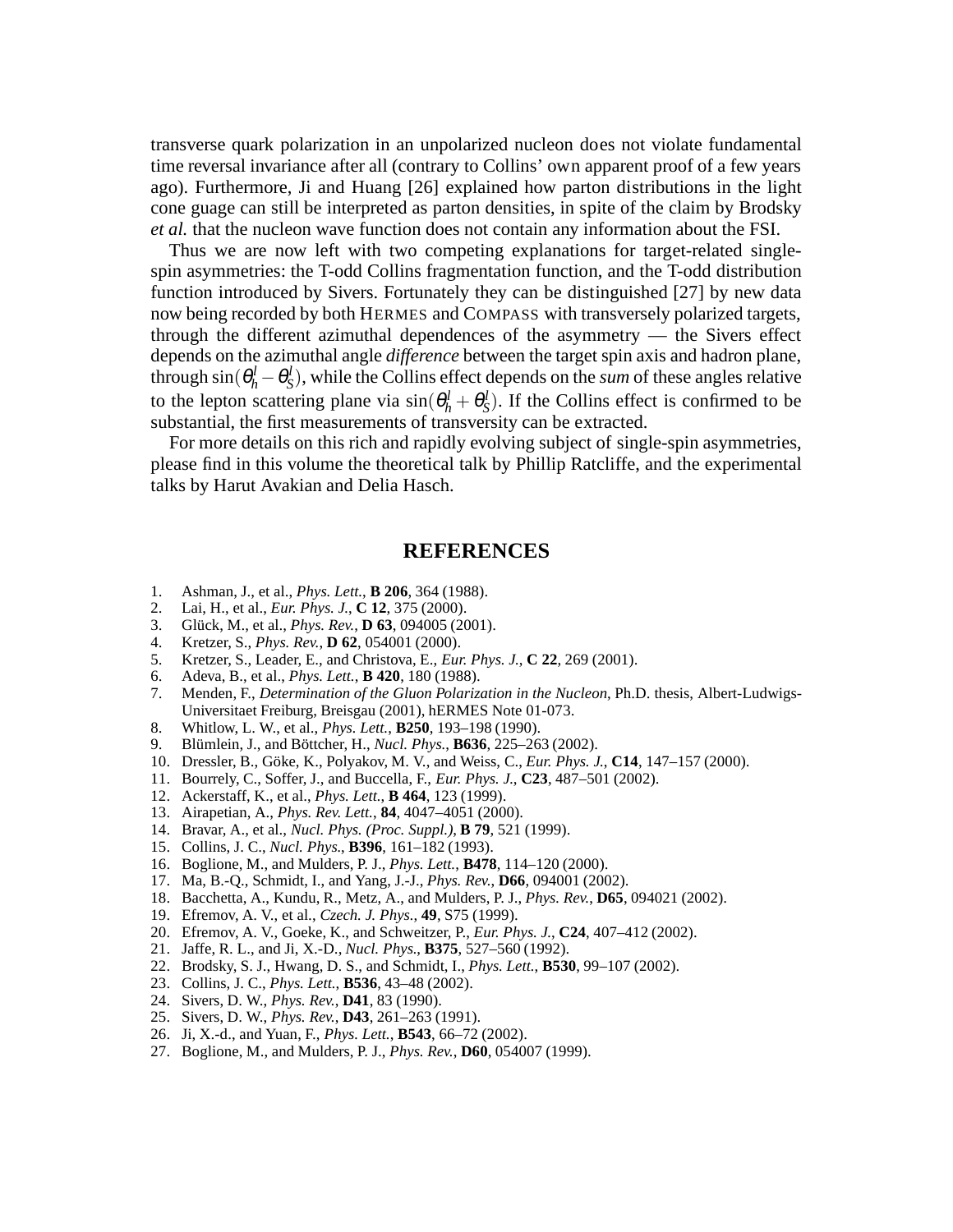transverse quark polarization in an unpolarized nucleon does not violate fundamental time reversal invariance after all (contrary to Collins' own apparent proof of a few years ago). Furthermore, Ji and Huang [26] explained how parton distributions in the light cone guage can still be interpreted as parton densities, in spite of the claim by Brodsky *et al.* that the nucleon wave function does not contain any information about the FSI.

Thus we are now left with two competing explanations for target-related single-spin asymmetries: the T-odd Collins fragmentation function, and the T-odd distribution function introduced by Sivers. Fortunately they can be distinguished [27] by new data now being recorded by both HERMES and COMPASS with transversely polarized targets, through the different azimuthal dependences of the asymmetry — the Sivers effect depends on the azimuthal angle *difference* between the target spin axis and hadron plane, through $\sin(\theta_h^l - \theta_S^l)$, while the Collins effect depends on the *sum* of these angles relative to the lepton scattering plane via $\sin(\theta_h^l + \theta_S^l)$. If the Collins effect is confirmed to be substantial, the first measurements of transversity can be extracted.

For more details on this rich and rapidly evolving subject of single-spin asymmetries, please find in this volume the theoretical talk by Phillip Ratcliffe, and the experimental talks by Harut Avakian and Delia Hasch.

## REFERENCES

1. Ashman, J., et al., *Phys. Lett.*, **B 206**, 364 (1988).
2. Lai, H., et al., *Eur. Phys. J.*, **C 12**, 375 (2000).
3. Glück, M., et al., *Phys. Rev.*, **D 63**, 094005 (2001).
4. Kretzer, S., *Phys. Rev.*, **D 62**, 054001 (2000).
5. Kretzer, S., Leader, E., and Christova, E., *Eur. Phys. J.*, **C 22**, 269 (2001).
6. Adeva, B., et al., *Phys. Lett.*, **B 420**, 180 (1988).
7. Menden, F., *Determination of the Gluon Polarization in the Nucleon*, Ph.D. thesis, Albert-Ludwigs-Universitaet Freiburg, Breisgau (2001), hERMES Note 01-073.
8. Whitlow, L. W., et al., *Phys. Lett.*, **B250**, 193–198 (1990).
9. Blümlein, J., and Böttcher, H., *Nucl. Phys.*, **B636**, 225–263 (2002).
10. Dressler, B., Göke, K., Polyakov, M. V., and Weiss, C., *Eur. Phys. J.*, **C14**, 147–157 (2000).
11. Bourrely, C., Soffer, J., and Buccella, F., *Eur. Phys. J.*, **C23**, 487–501 (2002).
12. Ackerstaff, K., et al., *Phys. Lett.*, **B 464**, 123 (1999).
13. Airapetian, A., *Phys. Rev. Lett.*, **84**, 4047–4051 (2000).
14. Bravar, A., et al., *Nucl. Phys. (Proc. Suppl.)*, **B 79**, 521 (1999).
15. Collins, J. C., *Nucl. Phys.*, **B396**, 161–182 (1993).
16. Boglione, M., and Mulders, P. J., *Phys. Lett.*, **B478**, 114–120 (2000).
17. Ma, B.-Q., Schmidt, I., and Yang, J.-J., *Phys. Rev.*, **D66**, 094001 (2002).
18. Bacchetta, A., Kundu, R., Metz, A., and Mulders, P. J., *Phys. Rev.*, **D65**, 094021 (2002).
19. Efremov, A. V., et al., *Czech. J. Phys.*, **49**, S75 (1999).
20. Efremov, A. V., Goeke, K., and Schweitzer, P., *Eur. Phys. J.*, **C24**, 407–412 (2002).
21. Jaffe, R. L., and Ji, X.-D., *Nucl. Phys.*, **B375**, 527–560 (1992).
22. Brodsky, S. J., Hwang, D. S., and Schmidt, I., *Phys. Lett.*, **B530**, 99–107 (2002).
23. Collins, J. C., *Phys. Lett.*, **B536**, 43–48 (2002).
24. Sivers, D. W., *Phys. Rev.*, **D41**, 83 (1990).
25. Sivers, D. W., *Phys. Rev.*, **D43**, 261–263 (1991).
26. Ji, X.-d., and Yuan, F., *Phys. Lett.*, **B543**, 66–72 (2002).
27. Boglione, M., and Mulders, P. J., *Phys. Rev.*, **D60**, 054007 (1999).